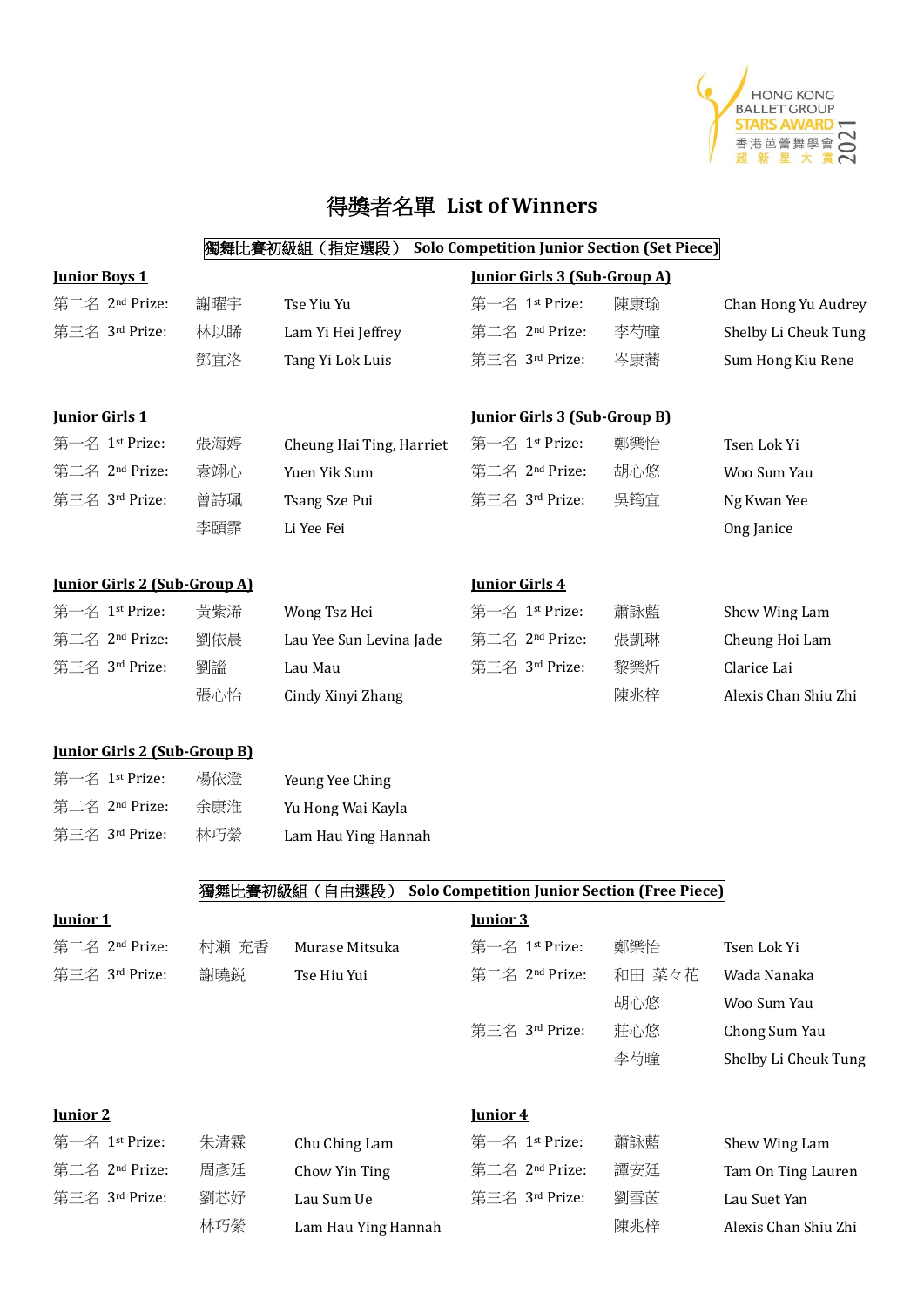HONG KONG BALLET GROUP STARS AWARD 香港芭蕾舞學會超新星大賞 2021

# 得獎者名單 List of Winners

## 獨舞比賽初級組（指定選段） Solo Competition Junior Section (Set Piece)

### Junior Boys 1

| | | |
|---|---|---|
| 第二名 2nd Prize: | 謝曜宇 | Tse Yiu Yu |
| 第三名 3rd Prize: | 林以晞 | Lam Yi Hei Jeffrey |
| | 鄧宜洛 | Tang Yi Lok Luis |

### Junior Girls 1

| | | |
|---|---|---|
| 第一名 1st Prize: | 張海婷 | Cheung Hai Ting, Harriet |
| 第二名 2nd Prize: | 袁翊心 | Yuen Yik Sum |
| 第三名 3rd Prize: | 曾詩珮 | Tsang Sze Pui |
| | 李頤霏 | Li Yee Fei |

### Junior Girls 2 (Sub-Group A)

| | | |
|---|---|---|
| 第一名 1st Prize: | 黃紫浠 | Wong Tsz Hei |
| 第二名 2nd Prize: | 劉依晨 | Lau Yee Sun Levina Jade |
| 第三名 3rd Prize: | 劉謐 | Lau Mau |
| | 張心怡 | Cindy Xinyi Zhang |

### Junior Girls 2 (Sub-Group B)

| | | |
|---|---|---|
| 第一名 1st Prize: | 楊依澄 | Yeung Yee Ching |
| 第二名 2nd Prize: | 余康淮 | Yu Hong Wai Kayla |
| 第三名 3rd Prize: | 林巧縈 | Lam Hau Ying Hannah |

### Junior Girls 3 (Sub-Group A)

| | | |
|---|---|---|
| 第一名 1st Prize: | 陳康瑜 | Chan Hong Yu Audrey |
| 第二名 2nd Prize: | 李芍曈 | Shelby Li Cheuk Tung |
| 第三名 3rd Prize: | 岑康蕎 | Sum Hong Kiu Rene |

### Junior Girls 3 (Sub-Group B)

| | | |
|---|---|---|
| 第一名 1st Prize: | 鄭樂怡 | Tsen Lok Yi |
| 第二名 2nd Prize: | 胡心悠 | Woo Sum Yau |
| 第三名 3rd Prize: | 吳筠宜 | Ng Kwan Yee |
| | | Ong Janice |

### Junior Girls 4

| | | |
|---|---|---|
| 第一名 1st Prize: | 蕭詠藍 | Shew Wing Lam |
| 第二名 2nd Prize: | 張凱琳 | Cheung Hoi Lam |
| 第三名 3rd Prize: | 黎樂炘 | Clarice Lai |
| | 陳兆梓 | Alexis Chan Shiu Zhi |

## 獨舞比賽初級組（自由選段） Solo Competition Junior Section (Free Piece)

### Junior 1

| | | |
|---|---|---|
| 第二名 2nd Prize: | 村瀬 充香 | Murase Mitsuka |
| 第三名 3rd Prize: | 謝曉銳 | Tse Hiu Yui |

### Junior 2

| | | |
|---|---|---|
| 第一名 1st Prize: | 朱清霖 | Chu Ching Lam |
| 第二名 2nd Prize: | 周彥廷 | Chow Yin Ting |
| 第三名 3rd Prize: | 劉芯好 | Lau Sum Ue |
| | 林巧縈 | Lam Hau Ying Hannah |

### Junior 3

| | | |
|---|---|---|
| 第一名 1st Prize: | 鄭樂怡 | Tsen Lok Yi |
| 第二名 2nd Prize: | 和田 菜々花 | Wada Nanaka |
| | 胡心悠 | Woo Sum Yau |
| 第三名 3rd Prize: | 莊心悠 | Chong Sum Yau |
| | 李芍曈 | Shelby Li Cheuk Tung |

### Junior 4

| | | |
|---|---|---|
| 第一名 1st Prize: | 蕭詠藍 | Shew Wing Lam |
| 第二名 2nd Prize: | 譚安廷 | Tam On Ting Lauren |
| 第三名 3rd Prize: | 劉雪茵 | Lau Suet Yan |
| | 陳兆梓 | Alexis Chan Shiu Zhi |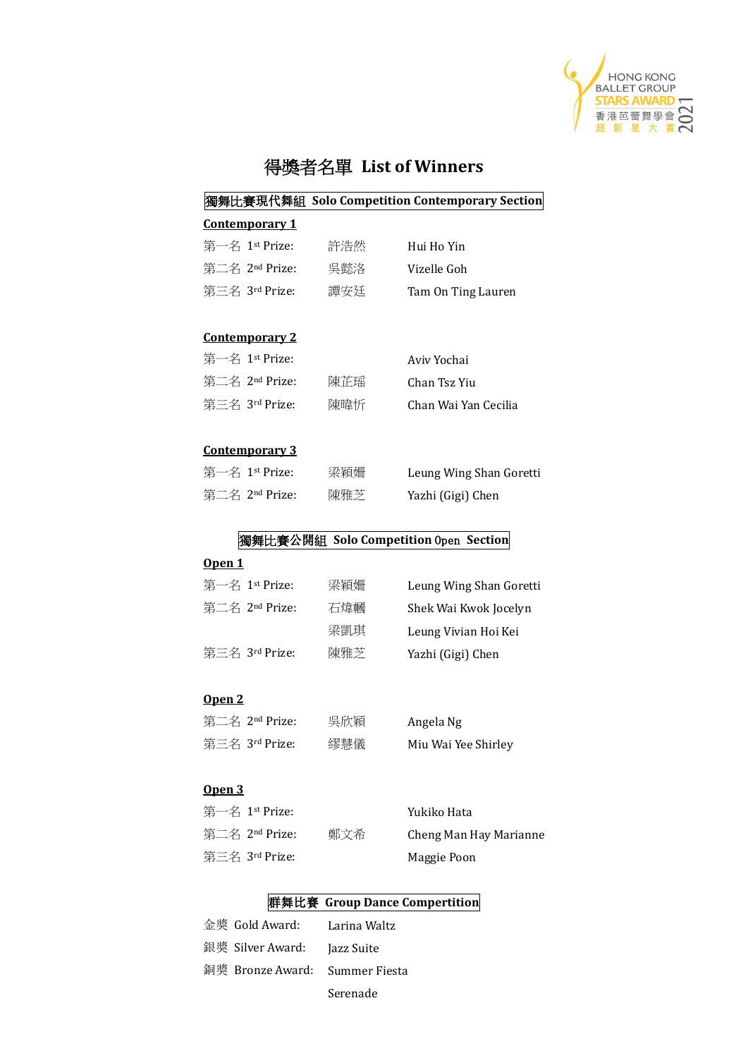# 得獎者名單 List of Winners

## 獨舞比賽現代舞組 Solo Competition Contemporary Section

**Contemporary 1**

| | | |
|---|---|---|
| 第一名 1st Prize: | 許浩然 | Hui Ho Yin |
| 第二名 2nd Prize: | 吳懿洛 | Vizelle Goh |
| 第三名 3rd Prize: | 譚安廷 | Tam On Ting Lauren |

**Contemporary 2**

| | | |
|---|---|---|
| 第一名 1st Prize: | | Aviv Yochai |
| 第二名 2nd Prize: | 陳芷瑶 | Chan Tsz Yiu |
| 第三名 3rd Prize: | 陳暐忻 | Chan Wai Yan Cecilia |

**Contemporary 3**

| | | |
|---|---|---|
| 第一名 1st Prize: | 梁穎姍 | Leung Wing Shan Goretti |
| 第二名 2nd Prize: | 陳雅芝 | Yazhi (Gigi) Chen |

## 獨舞比賽公開組 Solo Competition Open Section

**Open 1**

| | | |
|---|---|---|
| 第一名 1st Prize: | 梁穎姍 | Leung Wing Shan Goretti |
| 第二名 2nd Prize: | 石煒幗 | Shek Wai Kwok Jocelyn |
| | 梁凱琪 | Leung Vivian Hoi Kei |
| 第三名 3rd Prize: | 陳雅芝 | Yazhi (Gigi) Chen |

**Open 2**

| | | |
|---|---|---|
| 第二名 2nd Prize: | 吳欣穎 | Angela Ng |
| 第三名 3rd Prize: | 繆慧儀 | Miu Wai Yee Shirley |

**Open 3**

| | | |
|---|---|---|
| 第一名 1st Prize: | | Yukiko Hata |
| 第二名 2nd Prize: | 鄭文希 | Cheng Man Hay Marianne |
| 第三名 3rd Prize: | | Maggie Poon |

## 群舞比賽 Group Dance Compertition

| | |
|---|---|
| 金獎 Gold Award: | Larina Waltz |
| 銀獎 Silver Award: | Jazz Suite |
| 銅獎 Bronze Award: | Summer Fiesta |
| | Serenade |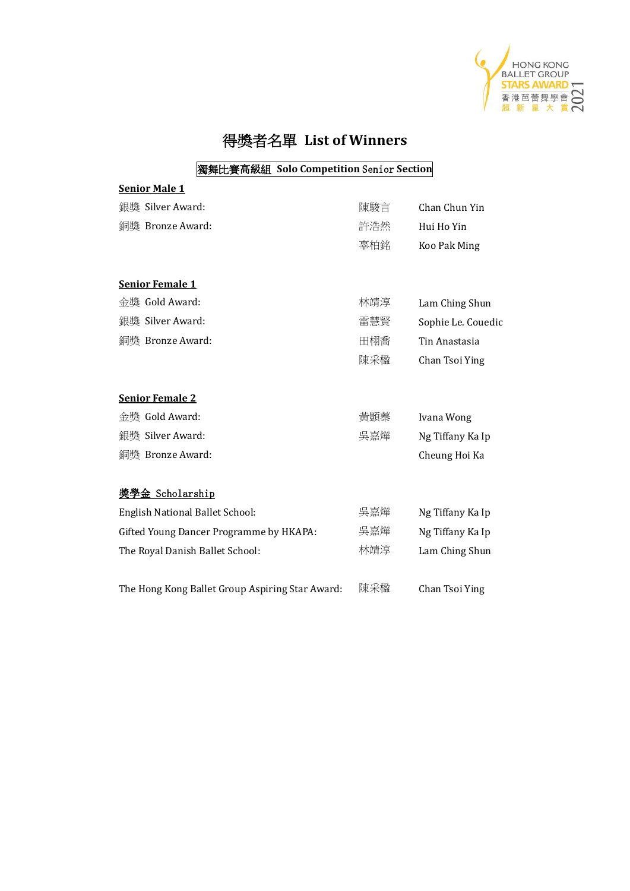# 得獎者名單 List of Winners

## 獨舞比賽高級組 Solo Competition Senior Section

**Senior Male 1**

| | | |
|---|---|---|
| 銀獎 Silver Award: | 陳駿言 | Chan Chun Yin |
| 銅獎 Bronze Award: | 許浩然 | Hui Ho Yin |
| | 辜柏銘 | Koo Pak Ming |

**Senior Female 1**

| | | |
|---|---|---|
| 金獎 Gold Award: | 林靖淳 | Lam Ching Shun |
| 銀獎 Silver Award: | 雷慧賢 | Sophie Le. Couedic |
| 銅獎 Bronze Award: | 田栩喬 | Tin Anastasia |
| | 陳采楹 | Chan Tsoi Ying |

**Senior Female 2**

| | | |
|---|---|---|
| 金獎 Gold Award: | 黃顗蓁 | Ivana Wong |
| 銀獎 Silver Award: | 吳嘉燁 | Ng Tiffany Ka Ip |
| 銅獎 Bronze Award: | | Cheung Hoi Ka |

**獎學金 Scholarship**

| | | |
|---|---|---|
| English National Ballet School: | 吳嘉燁 | Ng Tiffany Ka Ip |
| Gifted Young Dancer Programme by HKAPA: | 吳嘉燁 | Ng Tiffany Ka Ip |
| The Royal Danish Ballet School: | 林靖淳 | Lam Ching Shun |
| The Hong Kong Ballet Group Aspiring Star Award: | 陳采楹 | Chan Tsoi Ying |